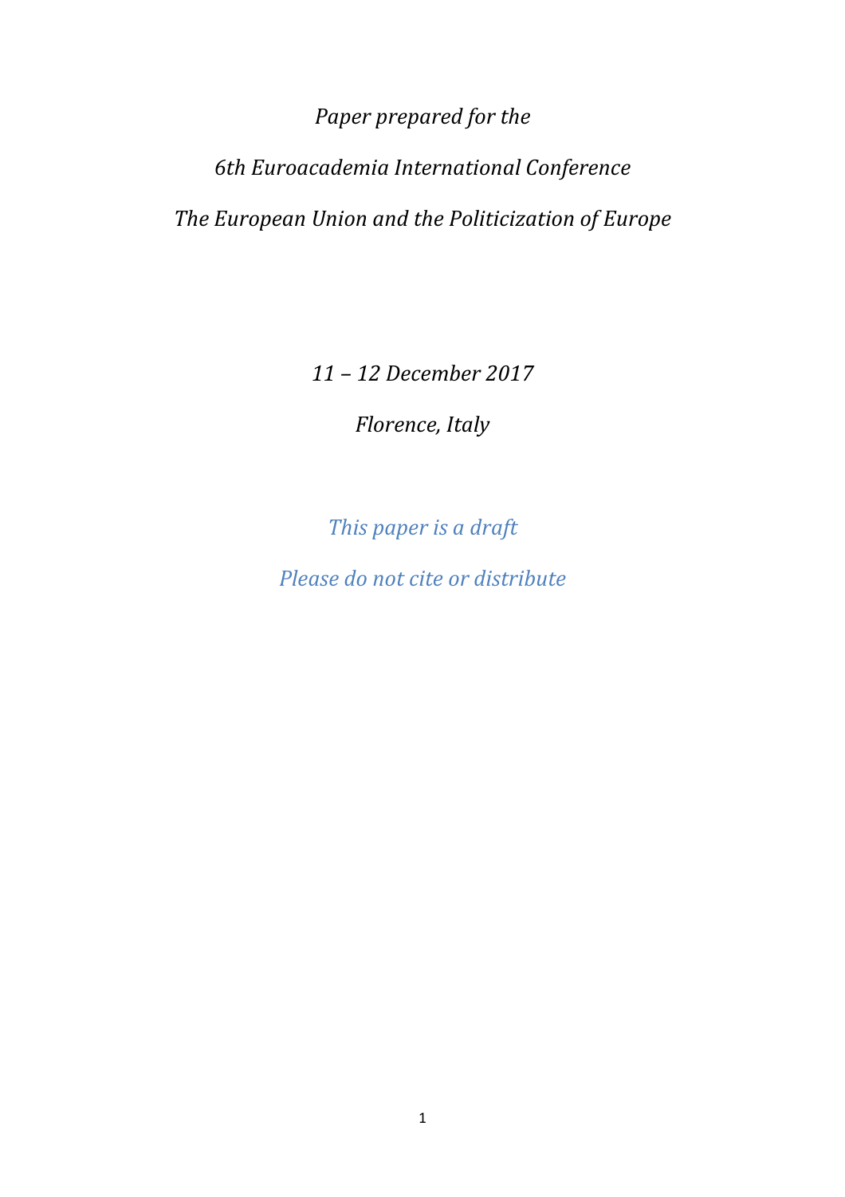*Paper prepared for the*

*6th Euroacademia International Conference*

*The European Union and the Politicization of Europe*

*11 – 12 December 2017*

*Florence, Italy*

*This paper is a draft*

*Please do not cite or distribute*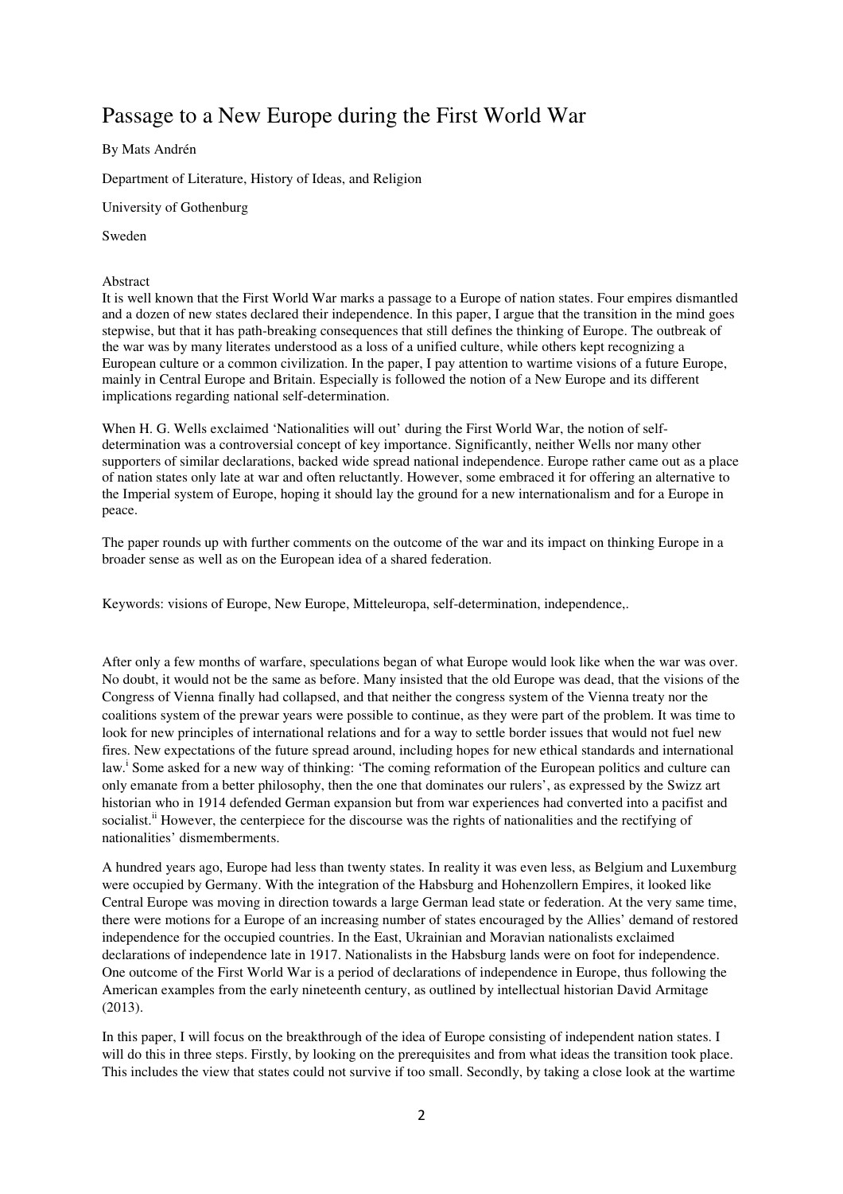# Passage to a New Europe during the First World War

By Mats Andrén

Department of Literature, History of Ideas, and Religion

University of Gothenburg

Sweden

Abstract

It is well known that the First World War marks a passage to a Europe of nation states. Four empires dismantled and a dozen of new states declared their independence. In this paper, I argue that the transition in the mind goes stepwise, but that it has path-breaking consequences that still defines the thinking of Europe. The outbreak of the war was by many literates understood as a loss of a unified culture, while others kept recognizing a European culture or a common civilization. In the paper, I pay attention to wartime visions of a future Europe, mainly in Central Europe and Britain. Especially is followed the notion of a New Europe and its different implications regarding national self-determination.

When H. G. Wells exclaimed 'Nationalities will out' during the First World War, the notion of self-determination was a controversial concept of key importance. Significantly, neither Wells nor many other supporters of similar declarations, backed wide spread national independence. Europe rather came out as a place of nation states only late at war and often reluctantly. However, some embraced it for offering an alternative to the Imperial system of Europe, hoping it should lay the ground for a new internationalism and for a Europe in peace.

The paper rounds up with further comments on the outcome of the war and its impact on thinking Europe in a broader sense as well as on the European idea of a shared federation.

Keywords: visions of Europe, New Europe, Mitteleuropa, self-determination, independence,.

After only a few months of warfare, speculations began of what Europe would look like when the war was over. No doubt, it would not be the same as before. Many insisted that the old Europe was dead, that the visions of the Congress of Vienna finally had collapsed, and that neither the congress system of the Vienna treaty nor the coalitions system of the prewar years were possible to continue, as they were part of the problem. It was time to look for new principles of international relations and for a way to settle border issues that would not fuel new fires. New expectations of the future spread around, including hopes for new ethical standards and international law.[i] Some asked for a new way of thinking: 'The coming reformation of the European politics and culture can only emanate from a better philosophy, then the one that dominates our rulers', as expressed by the Swizz art historian who in 1914 defended German expansion but from war experiences had converted into a pacifist and socialist.[ii] However, the centerpiece for the discourse was the rights of nationalities and the rectifying of nationalities' dismemberments.

A hundred years ago, Europe had less than twenty states. In reality it was even less, as Belgium and Luxemburg were occupied by Germany. With the integration of the Habsburg and Hohenzollern Empires, it looked like Central Europe was moving in direction towards a large German lead state or federation. At the very same time, there were motions for a Europe of an increasing number of states encouraged by the Allies' demand of restored independence for the occupied countries. In the East, Ukrainian and Moravian nationalists exclaimed declarations of independence late in 1917. Nationalists in the Habsburg lands were on foot for independence. One outcome of the First World War is a period of declarations of independence in Europe, thus following the American examples from the early nineteenth century, as outlined by intellectual historian David Armitage (2013).

In this paper, I will focus on the breakthrough of the idea of Europe consisting of independent nation states. I will do this in three steps. Firstly, by looking on the prerequisites and from what ideas the transition took place. This includes the view that states could not survive if too small. Secondly, by taking a close look at the wartime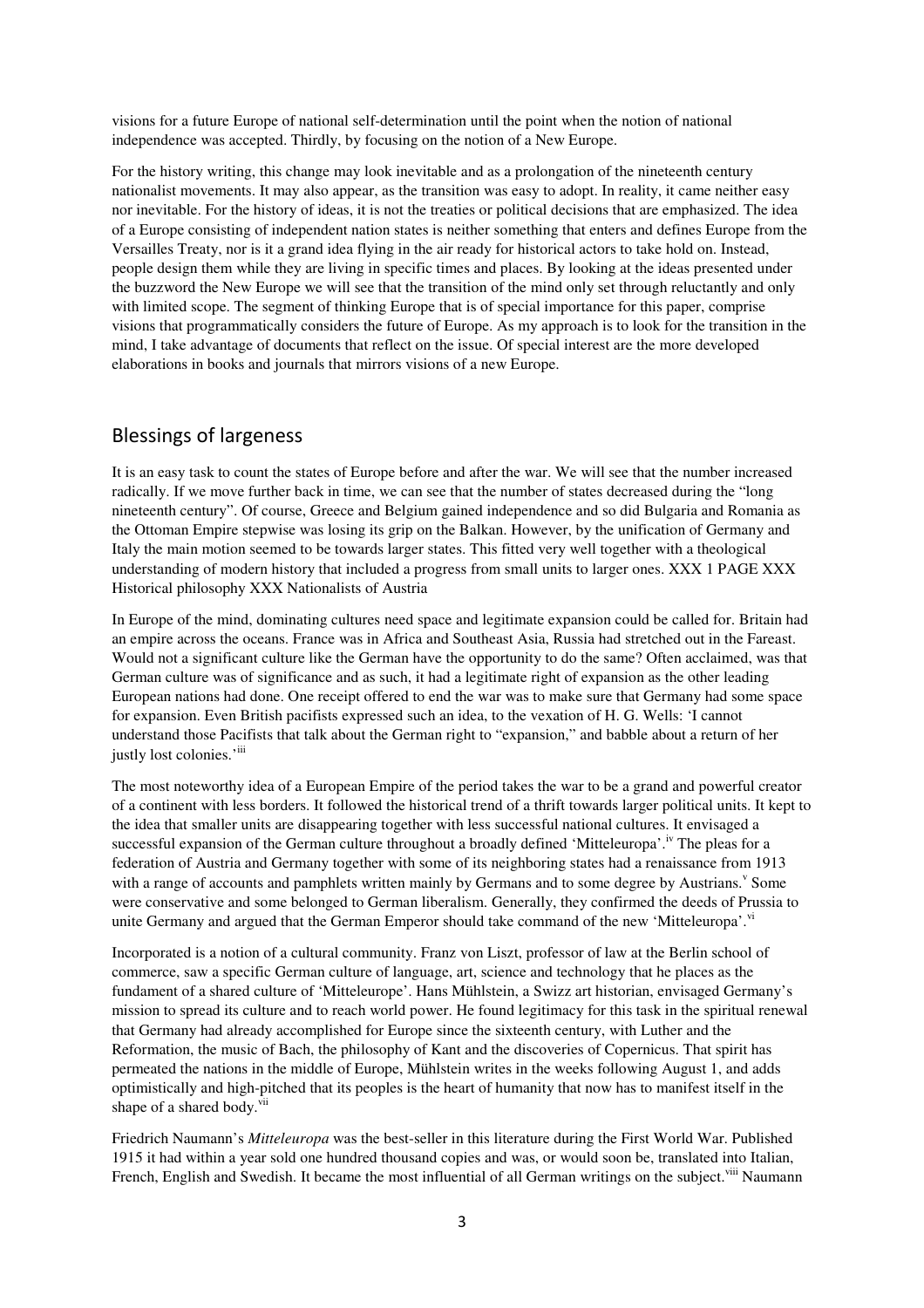visions for a future Europe of national self-determination until the point when the notion of national independence was accepted. Thirdly, by focusing on the notion of a New Europe.

For the history writing, this change may look inevitable and as a prolongation of the nineteenth century nationalist movements. It may also appear, as the transition was easy to adopt. In reality, it came neither easy nor inevitable. For the history of ideas, it is not the treaties or political decisions that are emphasized. The idea of a Europe consisting of independent nation states is neither something that enters and defines Europe from the Versailles Treaty, nor is it a grand idea flying in the air ready for historical actors to take hold on. Instead, people design them while they are living in specific times and places. By looking at the ideas presented under the buzzword the New Europe we will see that the transition of the mind only set through reluctantly and only with limited scope. The segment of thinking Europe that is of special importance for this paper, comprise visions that programmatically considers the future of Europe. As my approach is to look for the transition in the mind, I take advantage of documents that reflect on the issue. Of special interest are the more developed elaborations in books and journals that mirrors visions of a new Europe.

## Blessings of largeness

It is an easy task to count the states of Europe before and after the war. We will see that the number increased radically. If we move further back in time, we can see that the number of states decreased during the "long nineteenth century". Of course, Greece and Belgium gained independence and so did Bulgaria and Romania as the Ottoman Empire stepwise was losing its grip on the Balkan. However, by the unification of Germany and Italy the main motion seemed to be towards larger states. This fitted very well together with a theological understanding of modern history that included a progress from small units to larger ones. XXX 1 PAGE XXX Historical philosophy XXX Nationalists of Austria

In Europe of the mind, dominating cultures need space and legitimate expansion could be called for. Britain had an empire across the oceans. France was in Africa and Southeast Asia, Russia had stretched out in the Fareast. Would not a significant culture like the German have the opportunity to do the same? Often acclaimed, was that German culture was of significance and as such, it had a legitimate right of expansion as the other leading European nations had done. One receipt offered to end the war was to make sure that Germany had some space for expansion. Even British pacifists expressed such an idea, to the vexation of H. G. Wells: 'I cannot understand those Pacifists that talk about the German right to "expansion," and babble about a return of her justly lost colonies.'[iii]

The most noteworthy idea of a European Empire of the period takes the war to be a grand and powerful creator of a continent with less borders. It followed the historical trend of a thrift towards larger political units. It kept to the idea that smaller units are disappearing together with less successful national cultures. It envisaged a successful expansion of the German culture throughout a broadly defined 'Mitteleuropa'.[iv] The pleas for a federation of Austria and Germany together with some of its neighboring states had a renaissance from 1913 with a range of accounts and pamphlets written mainly by Germans and to some degree by Austrians.[v] Some were conservative and some belonged to German liberalism. Generally, they confirmed the deeds of Prussia to unite Germany and argued that the German Emperor should take command of the new 'Mitteleuropa'.[vi]

Incorporated is a notion of a cultural community. Franz von Liszt, professor of law at the Berlin school of commerce, saw a specific German culture of language, art, science and technology that he places as the fundament of a shared culture of 'Mitteleurope'. Hans Mühlstein, a Swizz art historian, envisaged Germany's mission to spread its culture and to reach world power. He found legitimacy for this task in the spiritual renewal that Germany had already accomplished for Europe since the sixteenth century, with Luther and the Reformation, the music of Bach, the philosophy of Kant and the discoveries of Copernicus. That spirit has permeated the nations in the middle of Europe, Mühlstein writes in the weeks following August 1, and adds optimistically and high-pitched that its peoples is the heart of humanity that now has to manifest itself in the shape of a shared body.[vii]

Friedrich Naumann's *Mitteleuropa* was the best-seller in this literature during the First World War. Published 1915 it had within a year sold one hundred thousand copies and was, or would soon be, translated into Italian, French, English and Swedish. It became the most influential of all German writings on the subject.[viii] Naumann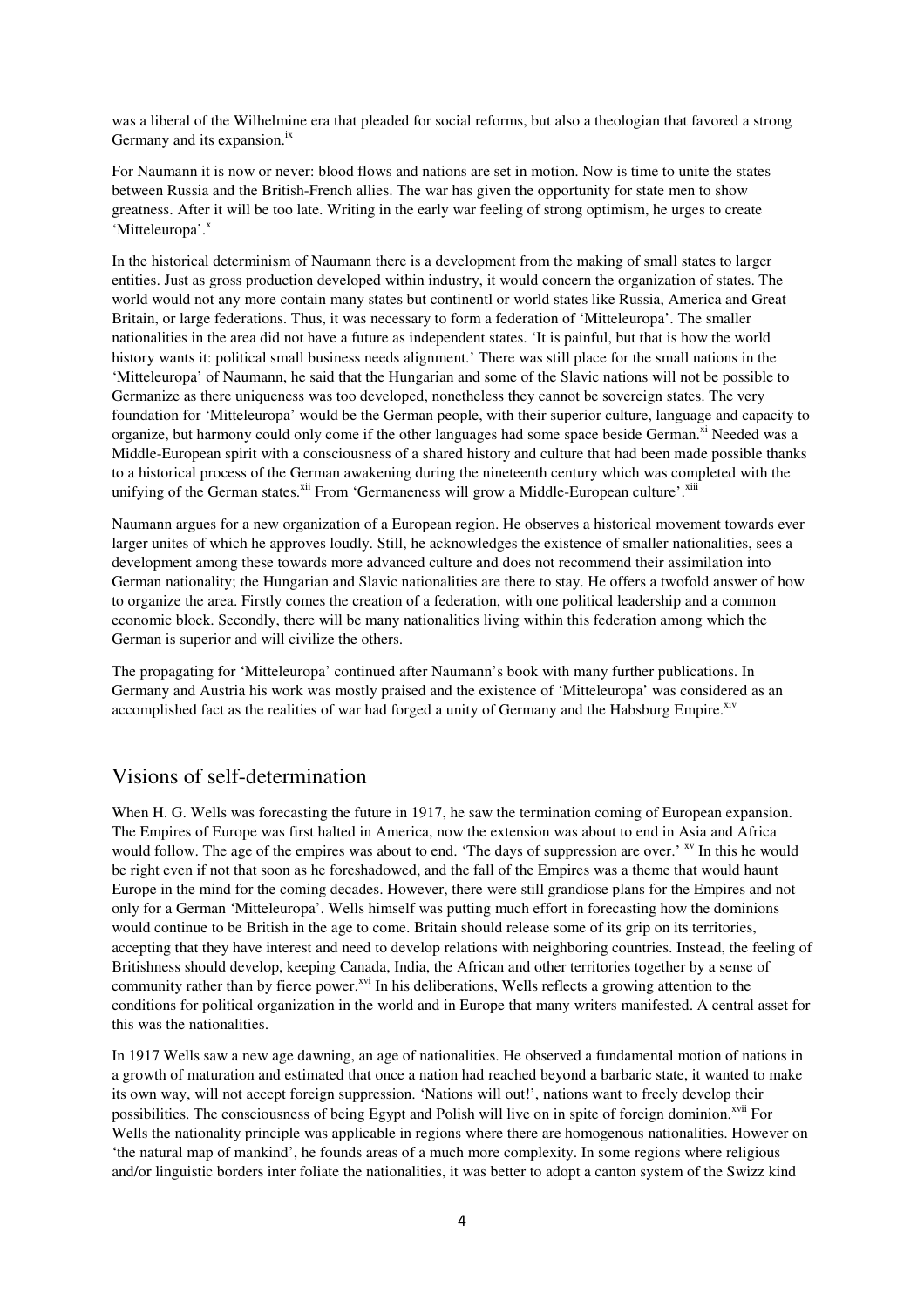was a liberal of the Wilhelmine era that pleaded for social reforms, but also a theologian that favored a strong Germany and its expansion.[ix]

For Naumann it is now or never: blood flows and nations are set in motion. Now is time to unite the states between Russia and the British-French allies. The war has given the opportunity for state men to show greatness. After it will be too late. Writing in the early war feeling of strong optimism, he urges to create 'Mitteleuropa'.[x]

In the historical determinism of Naumann there is a development from the making of small states to larger entities. Just as gross production developed within industry, it would concern the organization of states. The world would not any more contain many states but continentl or world states like Russia, America and Great Britain, or large federations. Thus, it was necessary to form a federation of 'Mitteleuropa'. The smaller nationalities in the area did not have a future as independent states. 'It is painful, but that is how the world history wants it: political small business needs alignment.' There was still place for the small nations in the 'Mitteleuropa' of Naumann, he said that the Hungarian and some of the Slavic nations will not be possible to Germanize as there uniqueness was too developed, nonetheless they cannot be sovereign states. The very foundation for 'Mitteleuropa' would be the German people, with their superior culture, language and capacity to organize, but harmony could only come if the other languages had some space beside German.[xi] Needed was a Middle-European spirit with a consciousness of a shared history and culture that had been made possible thanks to a historical process of the German awakening during the nineteenth century which was completed with the unifying of the German states.[xii] From 'Germaneness will grow a Middle-European culture'.[xiii]

Naumann argues for a new organization of a European region. He observes a historical movement towards ever larger unites of which he approves loudly. Still, he acknowledges the existence of smaller nationalities, sees a development among these towards more advanced culture and does not recommend their assimilation into German nationality; the Hungarian and Slavic nationalities are there to stay. He offers a twofold answer of how to organize the area. Firstly comes the creation of a federation, with one political leadership and a common economic block. Secondly, there will be many nationalities living within this federation among which the German is superior and will civilize the others.

The propagating for 'Mitteleuropa' continued after Naumann's book with many further publications. In Germany and Austria his work was mostly praised and the existence of 'Mitteleuropa' was considered as an accomplished fact as the realities of war had forged a unity of Germany and the Habsburg Empire.[xiv]

## Visions of self-determination

When H. G. Wells was forecasting the future in 1917, he saw the termination coming of European expansion. The Empires of Europe was first halted in America, now the extension was about to end in Asia and Africa would follow. The age of the empires was about to end. 'The days of suppression are over.' [xv] In this he would be right even if not that soon as he foreshadowed, and the fall of the Empires was a theme that would haunt Europe in the mind for the coming decades. However, there were still grandiose plans for the Empires and not only for a German 'Mitteleuropa'. Wells himself was putting much effort in forecasting how the dominions would continue to be British in the age to come. Britain should release some of its grip on its territories, accepting that they have interest and need to develop relations with neighboring countries. Instead, the feeling of Britishness should develop, keeping Canada, India, the African and other territories together by a sense of community rather than by fierce power.[xvi] In his deliberations, Wells reflects a growing attention to the conditions for political organization in the world and in Europe that many writers manifested. A central asset for this was the nationalities.

In 1917 Wells saw a new age dawning, an age of nationalities. He observed a fundamental motion of nations in a growth of maturation and estimated that once a nation had reached beyond a barbaric state, it wanted to make its own way, will not accept foreign suppression. 'Nations will out!', nations want to freely develop their possibilities. The consciousness of being Egypt and Polish will live on in spite of foreign dominion.[xvii] For Wells the nationality principle was applicable in regions where there are homogenous nationalities. However on 'the natural map of mankind', he founds areas of a much more complexity. In some regions where religious and/or linguistic borders inter foliate the nationalities, it was better to adopt a canton system of the Swizz kind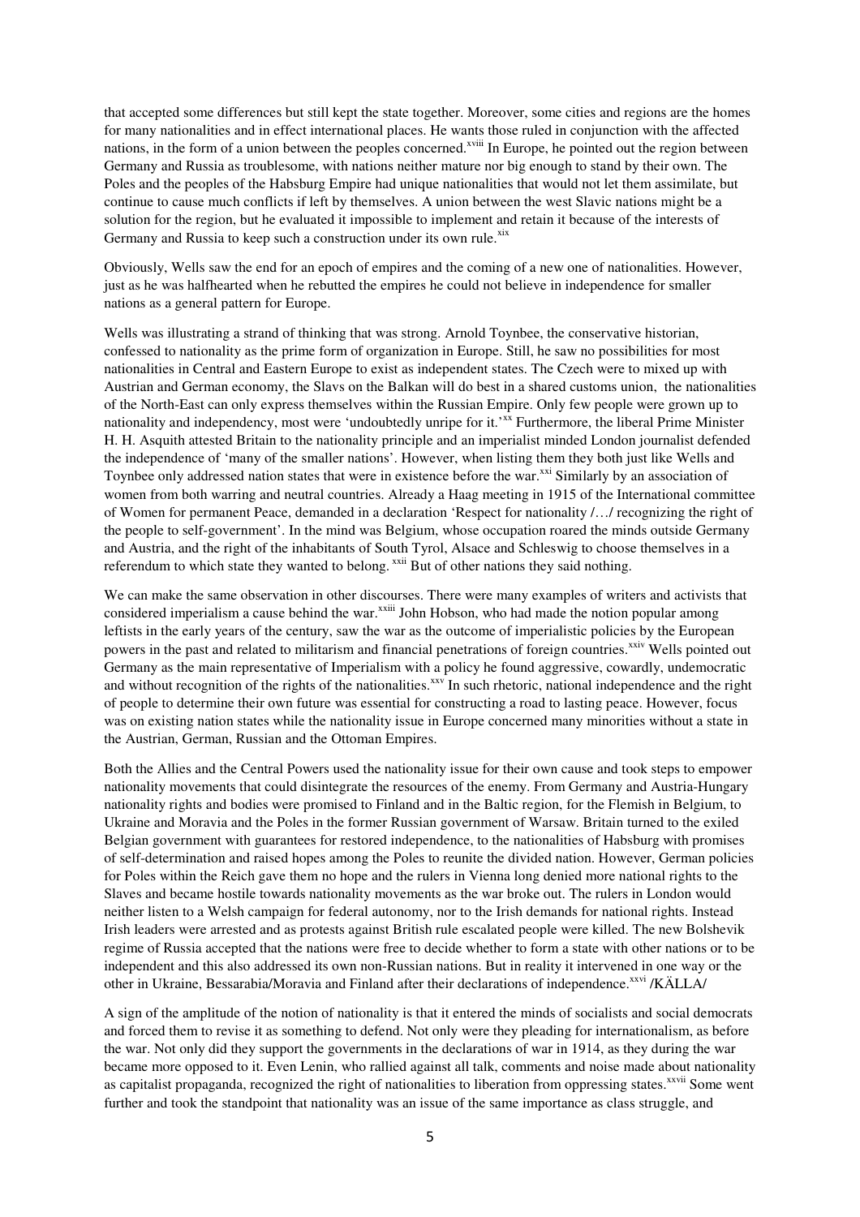that accepted some differences but still kept the state together. Moreover, some cities and regions are the homes for many nationalities and in effect international places. He wants those ruled in conjunction with the affected nations, in the form of a union between the peoples concerned.[xviii] In Europe, he pointed out the region between Germany and Russia as troublesome, with nations neither mature nor big enough to stand by their own. The Poles and the peoples of the Habsburg Empire had unique nationalities that would not let them assimilate, but continue to cause much conflicts if left by themselves. A union between the west Slavic nations might be a solution for the region, but he evaluated it impossible to implement and retain it because of the interests of Germany and Russia to keep such a construction under its own rule.[xix]

Obviously, Wells saw the end for an epoch of empires and the coming of a new one of nationalities. However, just as he was halfhearted when he rebutted the empires he could not believe in independence for smaller nations as a general pattern for Europe.

Wells was illustrating a strand of thinking that was strong. Arnold Toynbee, the conservative historian, confessed to nationality as the prime form of organization in Europe. Still, he saw no possibilities for most nationalities in Central and Eastern Europe to exist as independent states. The Czech were to mixed up with Austrian and German economy, the Slavs on the Balkan will do best in a shared customs union, the nationalities of the North-East can only express themselves within the Russian Empire. Only few people were grown up to nationality and independency, most were 'undoubtedly unripe for it.'[xx] Furthermore, the liberal Prime Minister H. H. Asquith attested Britain to the nationality principle and an imperialist minded London journalist defended the independence of 'many of the smaller nations'. However, when listing them they both just like Wells and Toynbee only addressed nation states that were in existence before the war.[xxi] Similarly by an association of women from both warring and neutral countries. Already a Haag meeting in 1915 of the International committee of Women for permanent Peace, demanded in a declaration 'Respect for nationality /…/ recognizing the right of the people to self-government'. In the mind was Belgium, whose occupation roared the minds outside Germany and Austria, and the right of the inhabitants of South Tyrol, Alsace and Schleswig to choose themselves in a referendum to which state they wanted to belong.[xxii] But of other nations they said nothing.

We can make the same observation in other discourses. There were many examples of writers and activists that considered imperialism a cause behind the war.[xxiii] John Hobson, who had made the notion popular among leftists in the early years of the century, saw the war as the outcome of imperialistic policies by the European powers in the past and related to militarism and financial penetrations of foreign countries.[xxiv] Wells pointed out Germany as the main representative of Imperialism with a policy he found aggressive, cowardly, undemocratic and without recognition of the rights of the nationalities.[xxv] In such rhetoric, national independence and the right of people to determine their own future was essential for constructing a road to lasting peace. However, focus was on existing nation states while the nationality issue in Europe concerned many minorities without a state in the Austrian, German, Russian and the Ottoman Empires.

Both the Allies and the Central Powers used the nationality issue for their own cause and took steps to empower nationality movements that could disintegrate the resources of the enemy. From Germany and Austria-Hungary nationality rights and bodies were promised to Finland and in the Baltic region, for the Flemish in Belgium, to Ukraine and Moravia and the Poles in the former Russian government of Warsaw. Britain turned to the exiled Belgian government with guarantees for restored independence, to the nationalities of Habsburg with promises of self-determination and raised hopes among the Poles to reunite the divided nation. However, German policies for Poles within the Reich gave them no hope and the rulers in Vienna long denied more national rights to the Slaves and became hostile towards nationality movements as the war broke out. The rulers in London would neither listen to a Welsh campaign for federal autonomy, nor to the Irish demands for national rights. Instead Irish leaders were arrested and as protests against British rule escalated people were killed. The new Bolshevik regime of Russia accepted that the nations were free to decide whether to form a state with other nations or to be independent and this also addressed its own non-Russian nations. But in reality it intervened in one way or the other in Ukraine, Bessarabia/Moravia and Finland after their declarations of independence.[xxvi] /KÄLLA/

A sign of the amplitude of the notion of nationality is that it entered the minds of socialists and social democrats and forced them to revise it as something to defend. Not only were they pleading for internationalism, as before the war. Not only did they support the governments in the declarations of war in 1914, as they during the war became more opposed to it. Even Lenin, who rallied against all talk, comments and noise made about nationality as capitalist propaganda, recognized the right of nationalities to liberation from oppressing states.[xxvii] Some went further and took the standpoint that nationality was an issue of the same importance as class struggle, and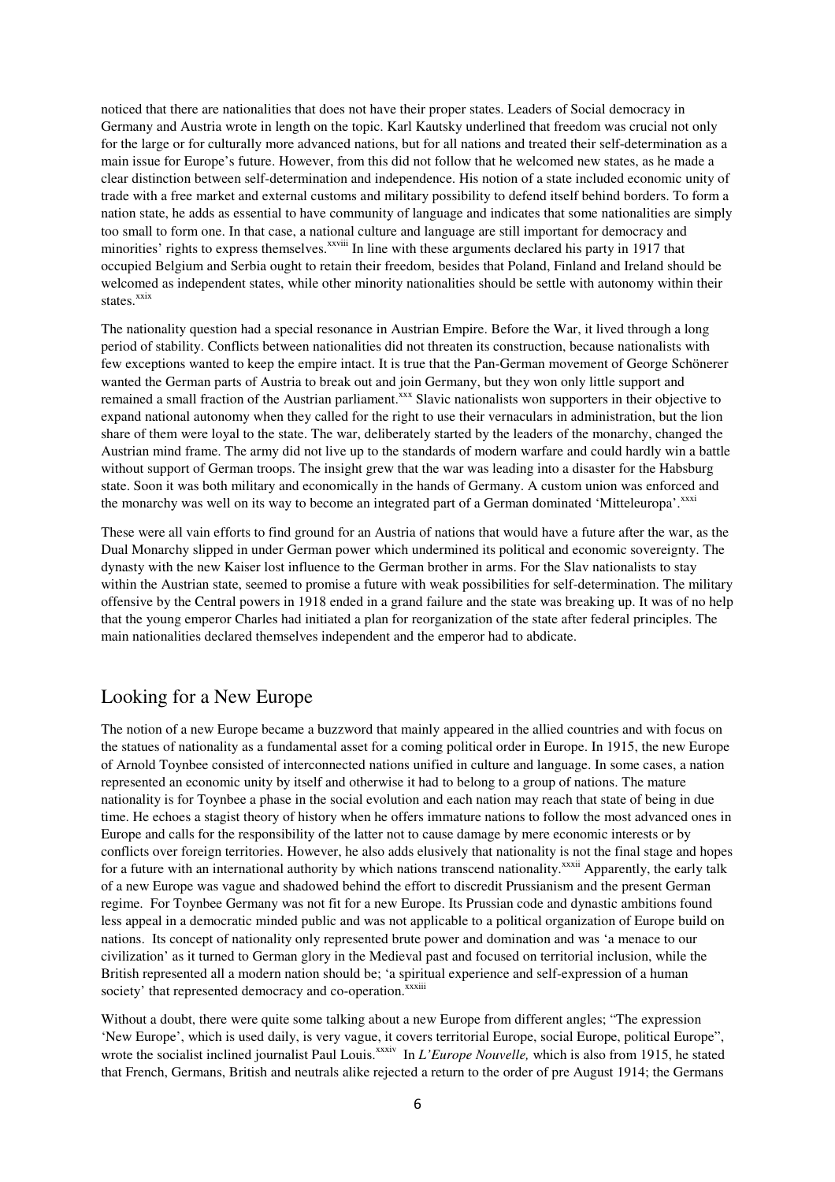noticed that there are nationalities that does not have their proper states. Leaders of Social democracy in Germany and Austria wrote in length on the topic. Karl Kautsky underlined that freedom was crucial not only for the large or for culturally more advanced nations, but for all nations and treated their self-determination as a main issue for Europe's future. However, from this did not follow that he welcomed new states, as he made a clear distinction between self-determination and independence. His notion of a state included economic unity of trade with a free market and external customs and military possibility to defend itself behind borders. To form a nation state, he adds as essential to have community of language and indicates that some nationalities are simply too small to form one. In that case, a national culture and language are still important for democracy and minorities' rights to express themselves.[xxviii] In line with these arguments declared his party in 1917 that occupied Belgium and Serbia ought to retain their freedom, besides that Poland, Finland and Ireland should be welcomed as independent states, while other minority nationalities should be settle with autonomy within their states.[xxix]

The nationality question had a special resonance in Austrian Empire. Before the War, it lived through a long period of stability. Conflicts between nationalities did not threaten its construction, because nationalists with few exceptions wanted to keep the empire intact. It is true that the Pan-German movement of George Schönerer wanted the German parts of Austria to break out and join Germany, but they won only little support and remained a small fraction of the Austrian parliament.[xxx] Slavic nationalists won supporters in their objective to expand national autonomy when they called for the right to use their vernaculars in administration, but the lion share of them were loyal to the state. The war, deliberately started by the leaders of the monarchy, changed the Austrian mind frame. The army did not live up to the standards of modern warfare and could hardly win a battle without support of German troops. The insight grew that the war was leading into a disaster for the Habsburg state. Soon it was both military and economically in the hands of Germany. A custom union was enforced and the monarchy was well on its way to become an integrated part of a German dominated 'Mitteleuropa'.[xxxi]

These were all vain efforts to find ground for an Austria of nations that would have a future after the war, as the Dual Monarchy slipped in under German power which undermined its political and economic sovereignty. The dynasty with the new Kaiser lost influence to the German brother in arms. For the Slav nationalists to stay within the Austrian state, seemed to promise a future with weak possibilities for self-determination. The military offensive by the Central powers in 1918 ended in a grand failure and the state was breaking up. It was of no help that the young emperor Charles had initiated a plan for reorganization of the state after federal principles. The main nationalities declared themselves independent and the emperor had to abdicate.

## Looking for a New Europe

The notion of a new Europe became a buzzword that mainly appeared in the allied countries and with focus on the statues of nationality as a fundamental asset for a coming political order in Europe. In 1915, the new Europe of Arnold Toynbee consisted of interconnected nations unified in culture and language. In some cases, a nation represented an economic unity by itself and otherwise it had to belong to a group of nations. The mature nationality is for Toynbee a phase in the social evolution and each nation may reach that state of being in due time. He echoes a stagist theory of history when he offers immature nations to follow the most advanced ones in Europe and calls for the responsibility of the latter not to cause damage by mere economic interests or by conflicts over foreign territories. However, he also adds elusively that nationality is not the final stage and hopes for a future with an international authority by which nations transcend nationality.[xxxii] Apparently, the early talk of a new Europe was vague and shadowed behind the effort to discredit Prussianism and the present German regime. For Toynbee Germany was not fit for a new Europe. Its Prussian code and dynastic ambitions found less appeal in a democratic minded public and was not applicable to a political organization of Europe build on nations. Its concept of nationality only represented brute power and domination and was 'a menace to our civilization' as it turned to German glory in the Medieval past and focused on territorial inclusion, while the British represented all a modern nation should be; 'a spiritual experience and self-expression of a human society' that represented democracy and co-operation.[xxxiii]

Without a doubt, there were quite some talking about a new Europe from different angles; "The expression 'New Europe', which is used daily, is very vague, it covers territorial Europe, social Europe, political Europe", wrote the socialist inclined journalist Paul Louis.[xxxiv] In *L'Europe Nouvelle,* which is also from 1915, he stated that French, Germans, British and neutrals alike rejected a return to the order of pre August 1914; the Germans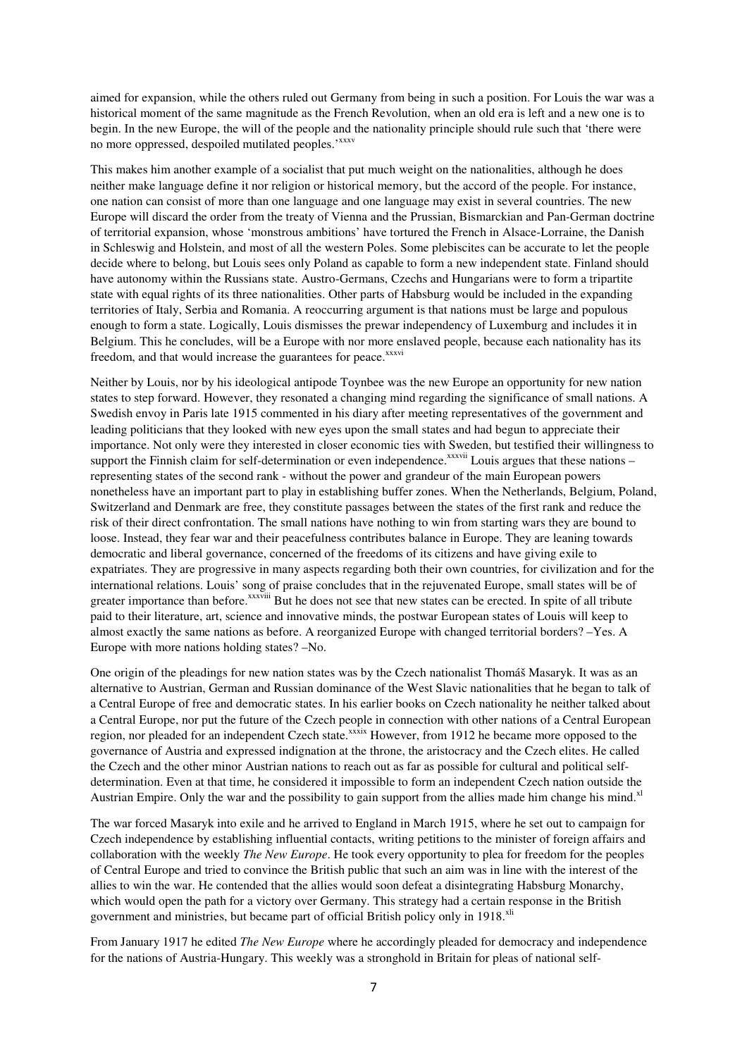aimed for expansion, while the others ruled out Germany from being in such a position. For Louis the war was a historical moment of the same magnitude as the French Revolution, when an old era is left and a new one is to begin. In the new Europe, the will of the people and the nationality principle should rule such that 'there were no more oppressed, despoiled mutilated peoples.'[xxxv]

This makes him another example of a socialist that put much weight on the nationalities, although he does neither make language define it nor religion or historical memory, but the accord of the people. For instance, one nation can consist of more than one language and one language may exist in several countries. The new Europe will discard the order from the treaty of Vienna and the Prussian, Bismarckian and Pan-German doctrine of territorial expansion, whose 'monstrous ambitions' have tortured the French in Alsace-Lorraine, the Danish in Schleswig and Holstein, and most of all the western Poles. Some plebiscites can be accurate to let the people decide where to belong, but Louis sees only Poland as capable to form a new independent state. Finland should have autonomy within the Russians state. Austro-Germans, Czechs and Hungarians were to form a tripartite state with equal rights of its three nationalities. Other parts of Habsburg would be included in the expanding territories of Italy, Serbia and Romania. A reoccurring argument is that nations must be large and populous enough to form a state. Logically, Louis dismisses the prewar independency of Luxemburg and includes it in Belgium. This he concludes, will be a Europe with nor more enslaved people, because each nationality has its freedom, and that would increase the guarantees for peace.[xxxvi]

Neither by Louis, nor by his ideological antipode Toynbee was the new Europe an opportunity for new nation states to step forward. However, they resonated a changing mind regarding the significance of small nations. A Swedish envoy in Paris late 1915 commented in his diary after meeting representatives of the government and leading politicians that they looked with new eyes upon the small states and had begun to appreciate their importance. Not only were they interested in closer economic ties with Sweden, but testified their willingness to support the Finnish claim for self-determination or even independence.[xxxvii] Louis argues that these nations – representing states of the second rank - without the power and grandeur of the main European powers nonetheless have an important part to play in establishing buffer zones. When the Netherlands, Belgium, Poland, Switzerland and Denmark are free, they constitute passages between the states of the first rank and reduce the risk of their direct confrontation. The small nations have nothing to win from starting wars they are bound to loose. Instead, they fear war and their peacefulness contributes balance in Europe. They are leaning towards democratic and liberal governance, concerned of the freedoms of its citizens and have giving exile to expatriates. They are progressive in many aspects regarding both their own countries, for civilization and for the international relations. Louis' song of praise concludes that in the rejuvenated Europe, small states will be of greater importance than before.[xxxviii] But he does not see that new states can be erected. In spite of all tribute paid to their literature, art, science and innovative minds, the postwar European states of Louis will keep to almost exactly the same nations as before. A reorganized Europe with changed territorial borders? –Yes. A Europe with more nations holding states? –No.

One origin of the pleadings for new nation states was by the Czech nationalist Thomáš Masaryk. It was as an alternative to Austrian, German and Russian dominance of the West Slavic nationalities that he began to talk of a Central Europe of free and democratic states. In his earlier books on Czech nationality he neither talked about a Central Europe, nor put the future of the Czech people in connection with other nations of a Central European region, nor pleaded for an independent Czech state.[xxxix] However, from 1912 he became more opposed to the governance of Austria and expressed indignation at the throne, the aristocracy and the Czech elites. He called the Czech and the other minor Austrian nations to reach out as far as possible for cultural and political self-determination. Even at that time, he considered it impossible to form an independent Czech nation outside the Austrian Empire. Only the war and the possibility to gain support from the allies made him change his mind.[xl]

The war forced Masaryk into exile and he arrived to England in March 1915, where he set out to campaign for Czech independence by establishing influential contacts, writing petitions to the minister of foreign affairs and collaboration with the weekly *The New Europe*. He took every opportunity to plea for freedom for the peoples of Central Europe and tried to convince the British public that such an aim was in line with the interest of the allies to win the war. He contended that the allies would soon defeat a disintegrating Habsburg Monarchy, which would open the path for a victory over Germany. This strategy had a certain response in the British government and ministries, but became part of official British policy only in 1918.[xli]

From January 1917 he edited *The New Europe* where he accordingly pleaded for democracy and independence for the nations of Austria-Hungary. This weekly was a stronghold in Britain for pleas of national self-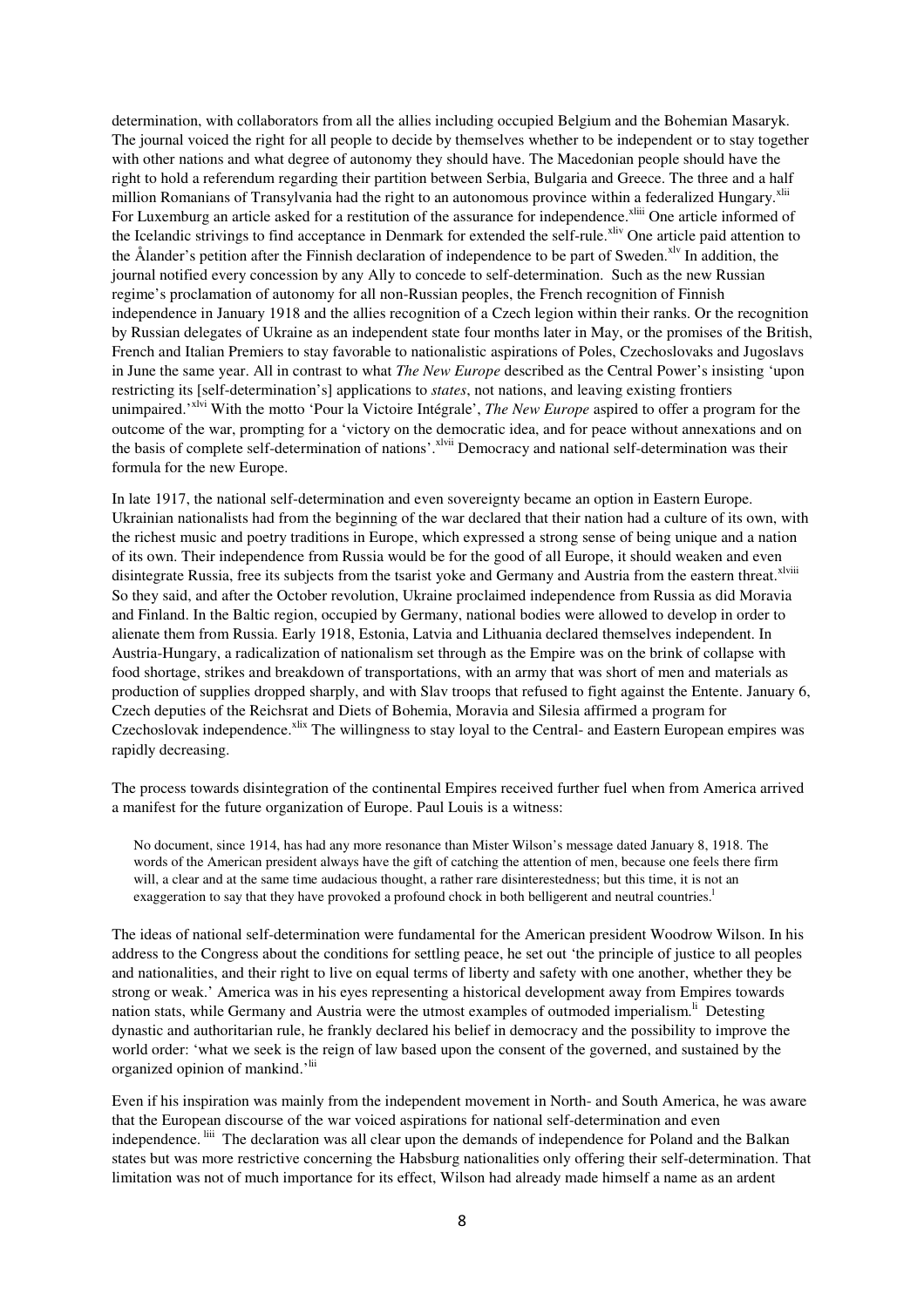determination, with collaborators from all the allies including occupied Belgium and the Bohemian Masaryk. The journal voiced the right for all people to decide by themselves whether to be independent or to stay together with other nations and what degree of autonomy they should have. The Macedonian people should have the right to hold a referendum regarding their partition between Serbia, Bulgaria and Greece. The three and a half million Romanians of Transylvania had the right to an autonomous province within a federalized Hungary.[xlii] For Luxemburg an article asked for a restitution of the assurance for independence.[xliii] One article informed of the Icelandic strivings to find acceptance in Denmark for extended the self-rule.[xliv] One article paid attention to the Ålander's petition after the Finnish declaration of independence to be part of Sweden.[xlv] In addition, the journal notified every concession by any Ally to concede to self-determination. Such as the new Russian regime's proclamation of autonomy for all non-Russian peoples, the French recognition of Finnish independence in January 1918 and the allies recognition of a Czech legion within their ranks. Or the recognition by Russian delegates of Ukraine as an independent state four months later in May, or the promises of the British, French and Italian Premiers to stay favorable to nationalistic aspirations of Poles, Czechoslovaks and Jugoslavs in June the same year. All in contrast to what *The New Europe* described as the Central Power's insisting 'upon restricting its [self-determination's] applications to *states*, not nations, and leaving existing frontiers unimpaired.'[xlvi] With the motto 'Pour la Victoire Intégrale', *The New Europe* aspired to offer a program for the outcome of the war, prompting for a 'victory on the democratic idea, and for peace without annexations and on the basis of complete self-determination of nations'.[xlvii] Democracy and national self-determination was their formula for the new Europe.

In late 1917, the national self-determination and even sovereignty became an option in Eastern Europe. Ukrainian nationalists had from the beginning of the war declared that their nation had a culture of its own, with the richest music and poetry traditions in Europe, which expressed a strong sense of being unique and a nation of its own. Their independence from Russia would be for the good of all Europe, it should weaken and even disintegrate Russia, free its subjects from the tsarist yoke and Germany and Austria from the eastern threat.[xlviii] So they said, and after the October revolution, Ukraine proclaimed independence from Russia as did Moravia and Finland. In the Baltic region, occupied by Germany, national bodies were allowed to develop in order to alienate them from Russia. Early 1918, Estonia, Latvia and Lithuania declared themselves independent. In Austria-Hungary, a radicalization of nationalism set through as the Empire was on the brink of collapse with food shortage, strikes and breakdown of transportations, with an army that was short of men and materials as production of supplies dropped sharply, and with Slav troops that refused to fight against the Entente. January 6, Czech deputies of the Reichsrat and Diets of Bohemia, Moravia and Silesia affirmed a program for Czechoslovak independence.[xlix] The willingness to stay loyal to the Central- and Eastern European empires was rapidly decreasing.

The process towards disintegration of the continental Empires received further fuel when from America arrived a manifest for the future organization of Europe. Paul Louis is a witness:

> No document, since 1914, has had any more resonance than Mister Wilson's message dated January 8, 1918. The words of the American president always have the gift of catching the attention of men, because one feels there firm will, a clear and at the same time audacious thought, a rather rare disinterestedness; but this time, it is not an exaggeration to say that they have provoked a profound chock in both belligerent and neutral countries.[l]

The ideas of national self-determination were fundamental for the American president Woodrow Wilson. In his address to the Congress about the conditions for settling peace, he set out 'the principle of justice to all peoples and nationalities, and their right to live on equal terms of liberty and safety with one another, whether they be strong or weak.' America was in his eyes representing a historical development away from Empires towards nation stats, while Germany and Austria were the utmost examples of outmoded imperialism.[li] Detesting dynastic and authoritarian rule, he frankly declared his belief in democracy and the possibility to improve the world order: 'what we seek is the reign of law based upon the consent of the governed, and sustained by the organized opinion of mankind.'[lii]

Even if his inspiration was mainly from the independent movement in North- and South America, he was aware that the European discourse of the war voiced aspirations for national self-determination and even independence.[liii] The declaration was all clear upon the demands of independence for Poland and the Balkan states but was more restrictive concerning the Habsburg nationalities only offering their self-determination. That limitation was not of much importance for its effect, Wilson had already made himself a name as an ardent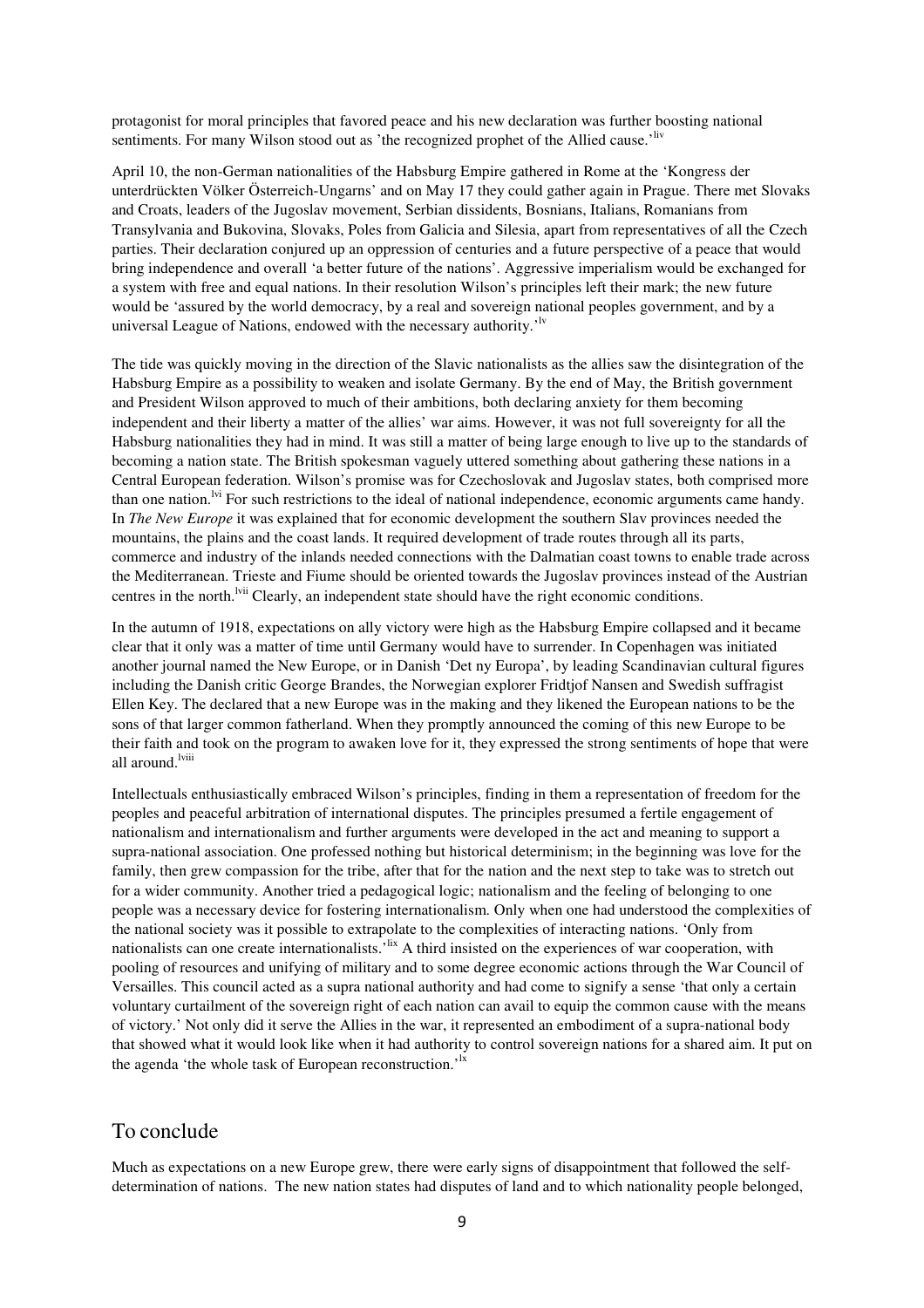protagonist for moral principles that favored peace and his new declaration was further boosting national sentiments. For many Wilson stood out as 'the recognized prophet of the Allied cause.'[liv]

April 10, the non-German nationalities of the Habsburg Empire gathered in Rome at the 'Kongress der unterdrückten Völker Österreich-Ungarns' and on May 17 they could gather again in Prague. There met Slovaks and Croats, leaders of the Jugoslav movement, Serbian dissidents, Bosnians, Italians, Romanians from Transylvania and Bukovina, Slovaks, Poles from Galicia and Silesia, apart from representatives of all the Czech parties. Their declaration conjured up an oppression of centuries and a future perspective of a peace that would bring independence and overall 'a better future of the nations'. Aggressive imperialism would be exchanged for a system with free and equal nations. In their resolution Wilson's principles left their mark; the new future would be 'assured by the world democracy, by a real and sovereign national peoples government, and by a universal League of Nations, endowed with the necessary authority.'[lv]

The tide was quickly moving in the direction of the Slavic nationalists as the allies saw the disintegration of the Habsburg Empire as a possibility to weaken and isolate Germany. By the end of May, the British government and President Wilson approved to much of their ambitions, both declaring anxiety for them becoming independent and their liberty a matter of the allies' war aims. However, it was not full sovereignty for all the Habsburg nationalities they had in mind. It was still a matter of being large enough to live up to the standards of becoming a nation state. The British spokesman vaguely uttered something about gathering these nations in a Central European federation. Wilson's promise was for Czechoslovak and Jugoslav states, both comprised more than one nation.[lvi] For such restrictions to the ideal of national independence, economic arguments came handy. In *The New Europe* it was explained that for economic development the southern Slav provinces needed the mountains, the plains and the coast lands. It required development of trade routes through all its parts, commerce and industry of the inlands needed connections with the Dalmatian coast towns to enable trade across the Mediterranean. Trieste and Fiume should be oriented towards the Jugoslav provinces instead of the Austrian centres in the north.[lvii] Clearly, an independent state should have the right economic conditions.

In the autumn of 1918, expectations on ally victory were high as the Habsburg Empire collapsed and it became clear that it only was a matter of time until Germany would have to surrender. In Copenhagen was initiated another journal named the New Europe, or in Danish 'Det ny Europa', by leading Scandinavian cultural figures including the Danish critic George Brandes, the Norwegian explorer Fridtjof Nansen and Swedish suffragist Ellen Key. The declared that a new Europe was in the making and they likened the European nations to be the sons of that larger common fatherland. When they promptly announced the coming of this new Europe to be their faith and took on the program to awaken love for it, they expressed the strong sentiments of hope that were all around.[lviii]

Intellectuals enthusiastically embraced Wilson's principles, finding in them a representation of freedom for the peoples and peaceful arbitration of international disputes. The principles presumed a fertile engagement of nationalism and internationalism and further arguments were developed in the act and meaning to support a supra-national association. One professed nothing but historical determinism; in the beginning was love for the family, then grew compassion for the tribe, after that for the nation and the next step to take was to stretch out for a wider community. Another tried a pedagogical logic; nationalism and the feeling of belonging to one people was a necessary device for fostering internationalism. Only when one had understood the complexities of the national society was it possible to extrapolate to the complexities of interacting nations. 'Only from nationalists can one create internationalists.'[lix] A third insisted on the experiences of war cooperation, with pooling of resources and unifying of military and to some degree economic actions through the War Council of Versailles. This council acted as a supra national authority and had come to signify a sense 'that only a certain voluntary curtailment of the sovereign right of each nation can avail to equip the common cause with the means of victory.' Not only did it serve the Allies in the war, it represented an embodiment of a supra-national body that showed what it would look like when it had authority to control sovereign nations for a shared aim. It put on the agenda 'the whole task of European reconstruction.'[lx]

## To conclude

Much as expectations on a new Europe grew, there were early signs of disappointment that followed the self-determination of nations. The new nation states had disputes of land and to which nationality people belonged,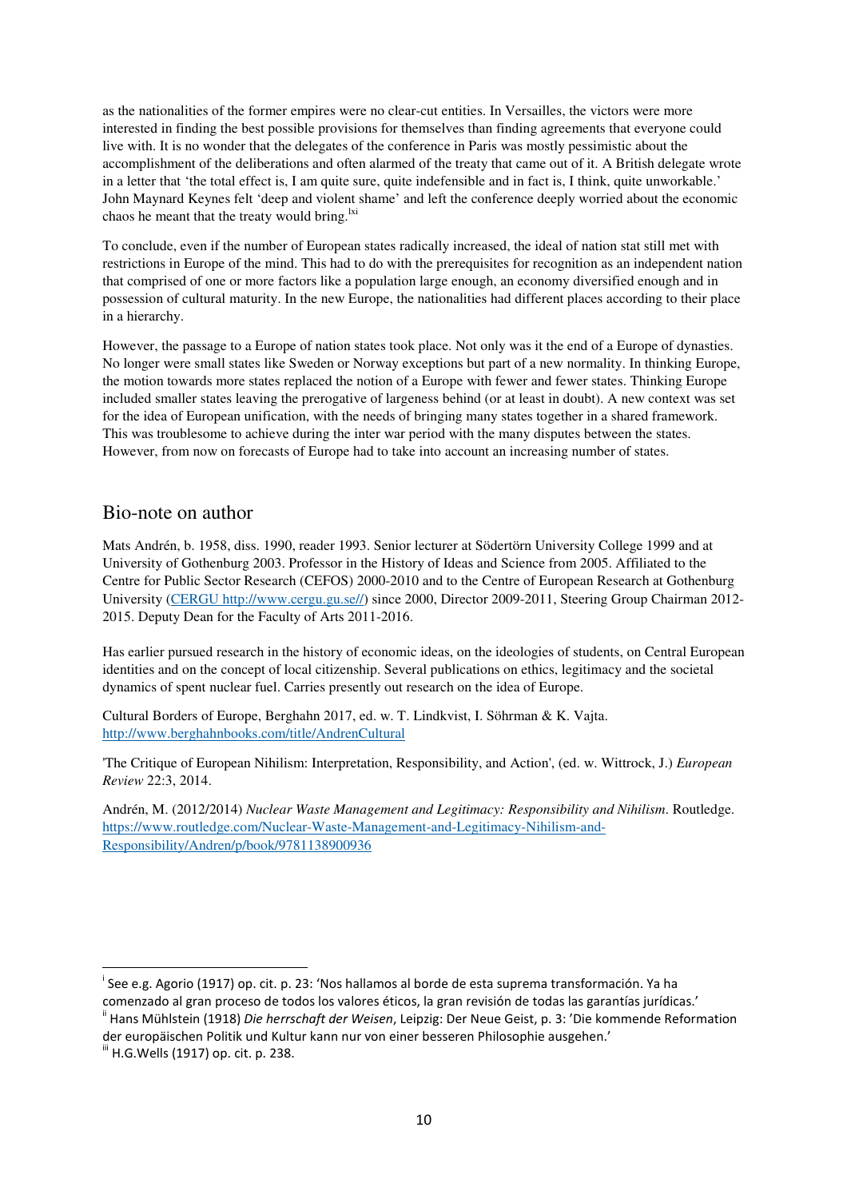as the nationalities of the former empires were no clear-cut entities. In Versailles, the victors were more interested in finding the best possible provisions for themselves than finding agreements that everyone could live with. It is no wonder that the delegates of the conference in Paris was mostly pessimistic about the accomplishment of the deliberations and often alarmed of the treaty that came out of it. A British delegate wrote in a letter that 'the total effect is, I am quite sure, quite indefensible and in fact is, I think, quite unworkable.' John Maynard Keynes felt 'deep and violent shame' and left the conference deeply worried about the economic chaos he meant that the treaty would bring.[lxi]

To conclude, even if the number of European states radically increased, the ideal of nation stat still met with restrictions in Europe of the mind. This had to do with the prerequisites for recognition as an independent nation that comprised of one or more factors like a population large enough, an economy diversified enough and in possession of cultural maturity. In the new Europe, the nationalities had different places according to their place in a hierarchy.

However, the passage to a Europe of nation states took place. Not only was it the end of a Europe of dynasties. No longer were small states like Sweden or Norway exceptions but part of a new normality. In thinking Europe, the motion towards more states replaced the notion of a Europe with fewer and fewer states. Thinking Europe included smaller states leaving the prerogative of largeness behind (or at least in doubt). A new context was set for the idea of European unification, with the needs of bringing many states together in a shared framework. This was troublesome to achieve during the inter war period with the many disputes between the states. However, from now on forecasts of Europe had to take into account an increasing number of states.

## Bio-note on author

Mats Andrén, b. 1958, diss. 1990, reader 1993. Senior lecturer at Södertörn University College 1999 and at University of Gothenburg 2003. Professor in the History of Ideas and Science from 2005. Affiliated to the Centre for Public Sector Research (CEFOS) 2000-2010 and to the Centre of European Research at Gothenburg University (CERGU http://www.cergu.gu.se//) since 2000, Director 2009-2011, Steering Group Chairman 2012-2015. Deputy Dean for the Faculty of Arts 2011-2016.

Has earlier pursued research in the history of economic ideas, on the ideologies of students, on Central European identities and on the concept of local citizenship. Several publications on ethics, legitimacy and the societal dynamics of spent nuclear fuel. Carries presently out research on the idea of Europe.

Cultural Borders of Europe, Berghahn 2017, ed. w. T. Lindkvist, I. Söhrman & K. Vajta. http://www.berghahnbooks.com/title/AndrenCultural

'The Critique of European Nihilism: Interpretation, Responsibility, and Action', (ed. w. Wittrock, J.) *European Review* 22:3, 2014.

Andrén, M. (2012/2014) *Nuclear Waste Management and Legitimacy: Responsibility and Nihilism*. Routledge. https://www.routledge.com/Nuclear-Waste-Management-and-Legitimacy-Nihilism-and-Responsibility/Andren/p/book/9781138900936

---

[i] See e.g. Agorio (1917) op. cit. p. 23: 'Nos hallamos al borde de esta suprema transformación. Ya ha comenzado al gran proceso de todos los valores éticos, la gran revisión de todas las garantías jurídicas.'

[ii] Hans Mühlstein (1918) *Die herrschaft der Weisen*, Leipzig: Der Neue Geist, p. 3: 'Die kommende Reformation der europäischen Politik und Kultur kann nur von einer besseren Philosophie ausgehen.'

[iii] H.G.Wells (1917) op. cit. p. 238.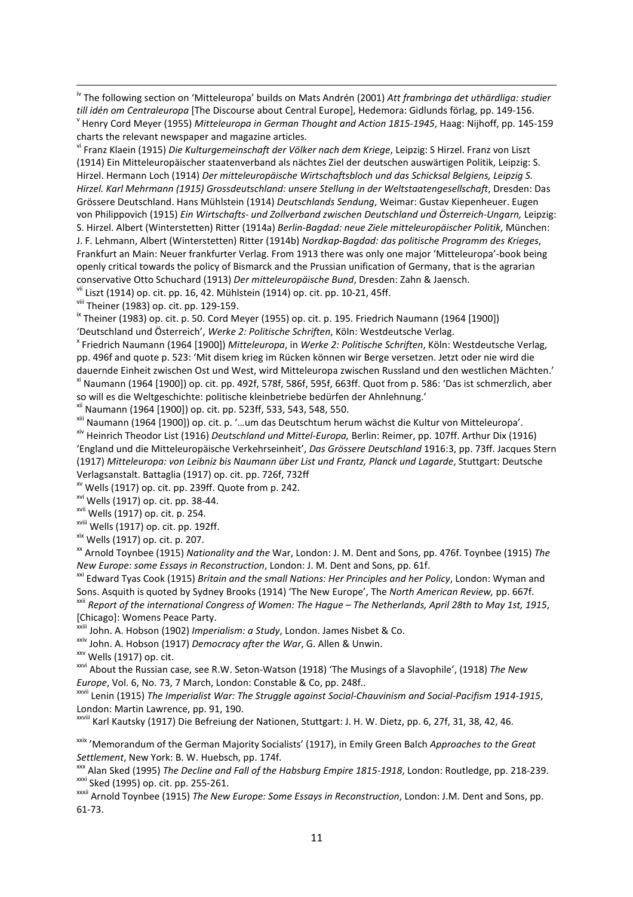[iv] The following section on 'Mitteleuropa' builds on Mats Andrén (2001) *Att frambringa det uthärdliga: studier till idén om Centraleuropa* [The Discourse about Central Europe], Hedemora: Gidlunds förlag, pp. 149-156.

[v] Henry Cord Meyer (1955) *Mitteleuropa in German Thought and Action 1815-1945*, Haag: Nijhoff, pp. 145-159 charts the relevant newspaper and magazine articles.

[vi] Franz Klaein (1915) *Die Kulturgemeinschaft der Völker nach dem Kriege*, Leipzig: S Hirzel. Franz von Liszt (1914) Ein Mitteleuropäischer staatenverband als nächtes Ziel der deutschen auswärtigen Politik, Leipzig: S. Hirzel. Hermann Loch (1914) *Der mitteleuropäische Wirtschaftsbloch und das Schicksal Belgiens, Leipzig S. Hirzel. Karl Mehrmann (1915) Grossdeutschland: unsere Stellung in der Weltstaatengesellschaft*, Dresden: Das Grössere Deutschland. Hans Mühlstein (1914) *Deutschlands Sendung*, Weimar: Gustav Kiepenheuer. Eugen von Philippovich (1915) *Ein Wirtschafts- und Zollverband zwischen Deutschland und Österreich-Ungarn,* Leipzig: S. Hirzel. Albert (Winterstetten) Ritter (1914a) *Berlin-Bagdad: neue Ziele mitteleuropäischer Politik*, München: J. F. Lehmann, Albert (Winterstetten) Ritter (1914b) *Nordkap-Bagdad: das politische Programm des Krieges*, Frankfurt an Main: Neuer frankfurter Verlag. From 1913 there was only one major 'Mitteleuropa'-book being openly critical towards the policy of Bismarck and the Prussian unification of Germany, that is the agrarian conservative Otto Schuchard (1913) *Der mitteleuropäische Bund*, Dresden: Zahn & Jaensch.

[vii] Liszt (1914) op. cit. pp. 16, 42. Mühlstein (1914) op. cit. pp. 10-21, 45ff.

[viii] Theiner (1983) op. cit. pp. 129-159.

[ix] Theiner (1983) op. cit. p. 50. Cord Meyer (1955) op. cit. p. 195. Friedrich Naumann (1964 [1900]) 'Deutschland und Österreich', *Werke 2: Politische Schriften*, Köln: Westdeutsche Verlag.

[x] Friedrich Naumann (1964 [1900]) *Mitteleuropa*, in *Werke 2: Politische Schriften*, Köln: Westdeutsche Verlag, pp. 496f and quote p. 523: 'Mit disem krieg im Rücken können wir Berge versetzen. Jetzt oder nie wird die dauernde Einheit zwischen Ost und West, wird Mitteleuropa zwischen Russland und den westlichen Mächten.'

[xi] Naumann (1964 [1900]) op. cit. pp. 492f, 578f, 586f, 595f, 663ff. Quot from p. 586: 'Das ist schmerzlich, aber so will es die Weltgeschichte: politische kleinbetriebe bedürfen der Ahnlehnung.'

[xii] Naumann (1964 [1900]) op. cit. pp. 523ff, 533, 543, 548, 550.

[xiii] Naumann (1964 [1900]) op. cit. p. '…um das Deutschtum herum wächst die Kultur von Mitteleuropa'.

[xiv] Heinrich Theodor List (1916) *Deutschland und Mittel-Europa,* Berlin: Reimer, pp. 107ff. Arthur Dix (1916) 'England und die Mitteleuropäische Verkehrseinheit', *Das Grössere Deutschland* 1916:3, pp. 73ff. Jacques Stern (1917) *Mitteleuropa: von Leibniz bis Naumann über List und Frantz, Planck und Lagarde*, Stuttgart: Deutsche Verlagsanstalt. Battaglia (1917) op. cit. pp. 726f, 732ff

[xv] Wells (1917) op. cit. pp. 239ff. Quote from p. 242.

[xvi] Wells (1917) op. cit. pp. 38-44.

[xvii] Wells (1917) op. cit. p. 254.

[xviii] Wells (1917) op. cit. pp. 192ff.

[xix] Wells (1917) op. cit. p. 207.

[xx] Arnold Toynbee (1915) *Nationality and the* War, London: J. M. Dent and Sons, pp. 476f. Toynbee (1915) *The New Europe: some Essays in Reconstruction*, London: J. M. Dent and Sons, pp. 61f.

[xxi] Edward Tyas Cook (1915) *Britain and the small Nations: Her Principles and her Policy*, London: Wyman and Sons. Asquith is quoted by Sydney Brooks (1914) 'The New Europe', The *North American Review,* pp. 667f.

[xxii] *Report of the international Congress of Women: The Hague – The Netherlands, April 28th to May 1st, 1915*, [Chicago]: Womens Peace Party.

[xxiii] John. A. Hobson (1902) *Imperialism: a Study*, London. James Nisbet & Co.

[xxiv] John. A. Hobson (1917) *Democracy after the War*, G. Allen & Unwin.

[xxv] Wells (1917) op. cit.

[xxvi] About the Russian case, see R.W. Seton-Watson (1918) 'The Musings of a Slavophile', (1918) *The New Europe*, Vol. 6, No. 73, 7 March, London: Constable & Co, pp. 248f..

[xxvii] Lenin (1915) *The Imperialist War: The Struggle against Social-Chauvinism and Social-Pacifism 1914-1915*, London: Martin Lawrence, pp. 91, 190.

[xxviii] Karl Kautsky (1917) Die Befreiung der Nationen, Stuttgart: J. H. W. Dietz, pp. 6, 27f, 31, 38, 42, 46.

[xxix] 'Memorandum of the German Majority Socialists' (1917), in Emily Green Balch *Approaches to the Great Settlement*, New York: B. W. Huebsch, pp. 174f.

[xxx] Alan Sked (1995) *The Decline and Fall of the Habsburg Empire 1815-1918*, London: Routledge, pp. 218-239.

[xxxi] Sked (1995) op. cit. pp. 255-261.

[xxxii] Arnold Toynbee (1915) *The New Europe: Some Essays in Reconstruction*, London: J.M. Dent and Sons, pp. 61-73.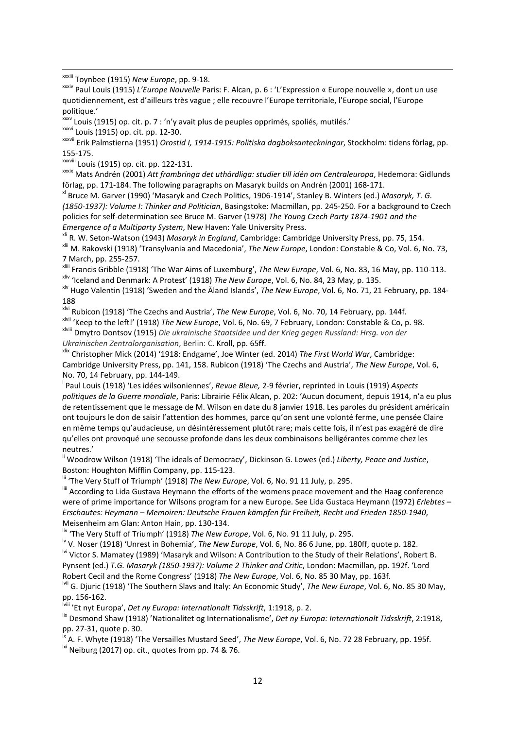[xxxiii] Toynbee (1915) *New Europe*, pp. 9-18.

[xxxiv] Paul Louis (1915) *L'Europe Nouvelle* Paris: F. Alcan, p. 6 : 'L'Expression « Europe nouvelle », dont un use quotidiennement, est d'ailleurs très vague ; elle recouvre l'Europe territoriale, l'Europe social, l'Europe politique.'

[xxxv] Louis (1915) op. cit. p. 7 : 'n'y avait plus de peuples opprimés, spoliés, mutilés.'

[xxxvi] Louis (1915) op. cit. pp. 12-30.

[xxxvii] Erik Palmstierna (1951) *Orostid I, 1914-1915: Politiska dagboksanteckningar*, Stockholm: tidens förlag, pp. 155-175.

[xxxviii] Louis (1915) op. cit. pp. 122-131.

[xxxix] Mats Andrén (2001) *Att frambringa det uthärdliga: studier till idén om Centraleuropa*, Hedemora: Gidlunds förlag, pp. 171-184. The following paragraphs on Masaryk builds on Andrén (2001) 168-171.

[xl] Bruce M. Garver (1990) 'Masaryk and Czech Politics, 1906-1914', Stanley B. Winters (ed.) *Masaryk, T. G. (1850-1937): Volume I: Thinker and Politician*, Basingstoke: Macmillan, pp. 245-250. For a background to Czech policies for self-determination see Bruce M. Garver (1978) *The Young Czech Party 1874-1901 and the Emergence of a Multiparty System*, New Haven: Yale University Press.

[xli] R. W. Seton-Watson (1943) *Masaryk in England*, Cambridge: Cambridge University Press, pp. 75, 154.

[xlii] M. Rakovski (1918) 'Transylvania and Macedonia', *The New Europe*, London: Constable & Co, Vol. 6, No. 73, 7 March, pp. 255-257.

[xliii] Francis Gribble (1918) 'The War Aims of Luxemburg', *The New Europe*, Vol. 6, No. 83, 16 May, pp. 110-113.

[xliv] 'Iceland and Denmark: A Protest' (1918) *The New Europe*, Vol. 6, No. 84, 23 May, p. 135.

[xlv] Hugo Valentin (1918) 'Sweden and the Åland Islands', *The New Europe*, Vol. 6, No. 71, 21 February, pp. 184-188

[xlvi] Rubicon (1918) 'The Czechs and Austria', *The New Europe*, Vol. 6, No. 70, 14 February, pp. 144f.

[xlvii] 'Keep to the left!' (1918) *The New Europe*, Vol. 6, No. 69, 7 February, London: Constable & Co, p. 98.

[xlviii] Dmytro Dontsov (1915) *Die ukrainische Staatsidee und der Krieg gegen Russland: Hrsg. von der Ukrainischen Zentralorganisation*, Berlin: C. Kroll, pp. 65ff.

[xlix] Christopher Mick (2014) '1918: Endgame', Joe Winter (ed. 2014) *The First World War*, Cambridge: Cambridge University Press, pp. 141, 158. Rubicon (1918) 'The Czechs and Austria', *The New Europe*, Vol. 6, No. 70, 14 February, pp. 144-149.

[l] Paul Louis (1918) 'Les idées wilsoniennes', *Revue Bleue,* 2-9 février, reprinted in Louis (1919) *Aspects politiques de la Guerre mondiale*, Paris: Librairie Félix Alcan, p. 202: 'Aucun document, depuis 1914, n'a eu plus de retentissement que le message de M. Wilson en date du 8 janvier 1918. Les paroles du président américain ont toujours le don de saisir l'attention des hommes, parce qu'on sent une volonté ferme, une pensée Claire en même temps qu'audacieuse, un désintéressement plutôt rare; mais cette fois, il n'est pas exagéré de dire qu'elles ont provoqué une secousse profonde dans les deux combinaisons belligérantes comme chez les neutres.'

[li] Woodrow Wilson (1918) 'The ideals of Democracy', Dickinson G. Lowes (ed.) *Liberty, Peace and Justice*, Boston: Houghton Mifflin Company, pp. 115-123.

[lii] 'The Very Stuff of Triumph' (1918) *The New Europe*, Vol. 6, No. 91 11 July, p. 295.

[liii] According to Lida Gustava Heymann the efforts of the womens peace movement and the Haag conference were of prime importance for Wilsons program for a new Europe. See Lida Gustaca Heymann (1972) *Erlebtes – Erschautes: Heymann – Memoiren: Deutsche Frauen kämpfen für Freiheit, Recht und Frieden 1850-1940*, Meisenheim am Glan: Anton Hain, pp. 130-134.

[liv] 'The Very Stuff of Triumph' (1918) *The New Europe*, Vol. 6, No. 91 11 July, p. 295.

[lv] V. Noser (1918) 'Unrest in Bohemia', *The New Europe*, Vol. 6, No. 86 6 June, pp. 180ff, quote p. 182.

[lvi] Victor S. Mamatey (1989) 'Masaryk and Wilson: A Contribution to the Study of their Relations', Robert B. Pynsent (ed.) *T.G. Masaryk (1850-1937): Volume 2 Thinker and Critic*, London: Macmillan, pp. 192f. 'Lord Robert Cecil and the Rome Congress' (1918) *The New Europe*, Vol. 6, No. 85 30 May, pp. 163f.

[lvii] G. Djuric (1918) 'The Southern Slavs and Italy: An Economic Study', *The New Europe*, Vol. 6, No. 85 30 May, pp. 156-162.

[lviii] 'Et nyt Europa', *Det ny Europa: Internationalt Tidsskrift*, 1:1918, p. 2.

[lix] Desmond Shaw (1918) 'Nationalitet og Internationalisme', *Det ny Europa: Internationalt Tidsskrift*, 2:1918, pp. 27-31, quote p. 30.

[lx] A. F. Whyte (1918) 'The Versailles Mustard Seed', *The New Europe*, Vol. 6, No. 72 28 February, pp. 195f.

[lxi] Neiburg (2017) op. cit., quotes from pp. 74 & 76.